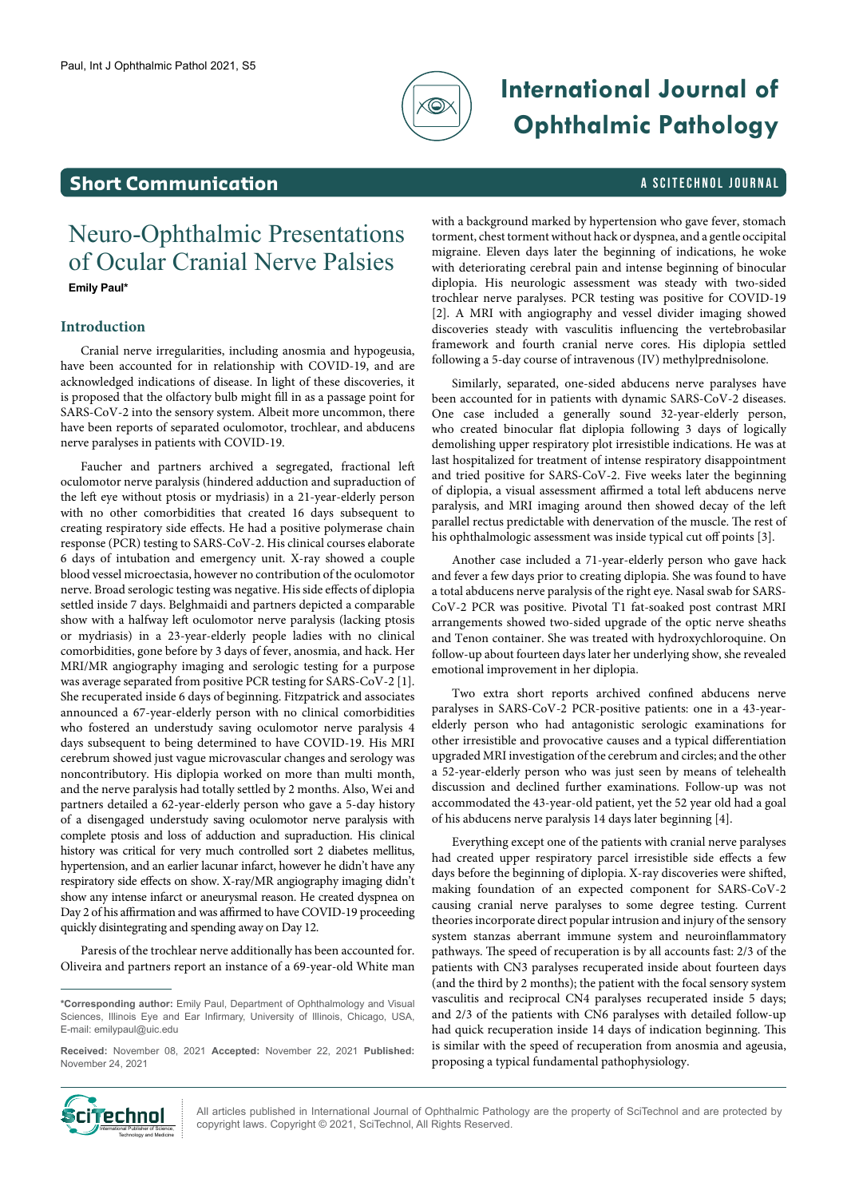# Neuro-Ophthalmic Presentations of Ocular Cranial Nerve Palsies

**Emily Paul***

## Introduction

Cranial nerve irregularities, including anosmia and hypogeusia, have been accounted for in relationship with COVID-19, and are acknowledged indications of disease. In light of these discoveries, it is proposed that the olfactory bulb might fill in as a passage point for SARS-CoV-2 into the sensory system. Albeit more uncommon, there have been reports of separated oculomotor, trochlear, and abducens nerve paralyses in patients with COVID-19.

Faucher and partners archived a segregated, fractional left oculomotor nerve paralysis (hindered adduction and supraduction of the left eye without ptosis or mydriasis) in a 21-year-elderly person with no other comorbidities that created 16 days subsequent to creating respiratory side effects. He had a positive polymerase chain response (PCR) testing to SARS-CoV-2. His clinical courses elaborate 6 days of intubation and emergency unit. X-ray showed a couple blood vessel microectasia, however no contribution of the oculomotor nerve. Broad serologic testing was negative. His side effects of diplopia settled inside 7 days. Belghmaidi and partners depicted a comparable show with a halfway left oculomotor nerve paralysis (lacking ptosis or mydriasis) in a 23-year-elderly people ladies with no clinical comorbidities, gone before by 3 days of fever, anosmia, and hack. Her MRI/MR angiography imaging and serologic testing for a purpose was average separated from positive PCR testing for SARS-CoV-2 [1]. She recuperated inside 6 days of beginning. Fitzpatrick and associates announced a 67-year-elderly person with no clinical comorbidities who fostered an understudy saving oculomotor nerve paralysis 4 days subsequent to being determined to have COVID-19. His MRI cerebrum showed just vague microvascular changes and serology was noncontributory. His diplopia worked on more than multi month, and the nerve paralysis had totally settled by 2 months. Also, Wei and partners detailed a 62-year-elderly person who gave a 5-day history of a disengaged understudy saving oculomotor nerve paralysis with complete ptosis and loss of adduction and supraduction. His clinical history was critical for very much controlled sort 2 diabetes mellitus, hypertension, and an earlier lacunar infarct, however he didn't have any respiratory side effects on show. X-ray/MR angiography imaging didn't show any intense infarct or aneurysmal reason. He created dyspnea on Day 2 of his affirmation and was affirmed to have COVID-19 proceeding quickly disintegrating and spending away on Day 12.

Paresis of the trochlear nerve additionally has been accounted for. Oliveira and partners report an instance of a 69-year-old White man with a background marked by hypertension who gave fever, stomach torment, chest torment without hack or dyspnea, and a gentle occipital migraine. Eleven days later the beginning of indications, he woke with deteriorating cerebral pain and intense beginning of binocular diplopia. His neurologic assessment was steady with two-sided trochlear nerve paralyses. PCR testing was positive for COVID-19 [2]. A MRI with angiography and vessel divider imaging showed discoveries steady with vasculitis influencing the vertebrobasilar framework and fourth cranial nerve cores. His diplopia settled following a 5-day course of intravenous (IV) methylprednisolone.

Similarly, separated, one-sided abducens nerve paralyses have been accounted for in patients with dynamic SARS-CoV-2 diseases. One case included a generally sound 32-year-elderly person, who created binocular flat diplopia following 3 days of logically demolishing upper respiratory plot irresistible indications. He was at last hospitalized for treatment of intense respiratory disappointment and tried positive for SARS-CoV-2. Five weeks later the beginning of diplopia, a visual assessment affirmed a total left abducens nerve paralysis, and MRI imaging around then showed decay of the left parallel rectus predictable with denervation of the muscle. The rest of his ophthalmologic assessment was inside typical cut off points [3].

Another case included a 71-year-elderly person who gave hack and fever a few days prior to creating diplopia. She was found to have a total abducens nerve paralysis of the right eye. Nasal swab for SARS-CoV-2 PCR was positive. Pivotal T1 fat-soaked post contrast MRI arrangements showed two-sided upgrade of the optic nerve sheaths and Tenon container. She was treated with hydroxychloroquine. On follow-up about fourteen days later her underlying show, she revealed emotional improvement in her diplopia.

Two extra short reports archived confined abducens nerve paralyses in SARS-CoV-2 PCR-positive patients: one in a 43-year-elderly person who had antagonistic serologic examinations for other irresistible and provocative causes and a typical differentiation upgraded MRI investigation of the cerebrum and circles; and the other a 52-year-elderly person who was just seen by means of telehealth discussion and declined further examinations. Follow-up was not accommodated the 43-year-old patient, yet the 52 year old had a goal of his abducens nerve paralysis 14 days later beginning [4].

Everything except one of the patients with cranial nerve paralyses had created upper respiratory parcel irresistible side effects a few days before the beginning of diplopia. X-ray discoveries were shifted, making foundation of an expected component for SARS-CoV-2 causing cranial nerve paralyses to some degree testing. Current theories incorporate direct popular intrusion and injury of the sensory system stanzas aberrant immune system and neuroinflammatory pathways. The speed of recuperation is by all accounts fast: 2/3 of the patients with CN3 paralyses recuperated inside about fourteen days (and the third by 2 months); the patient with the focal sensory system vasculitis and reciprocal CN4 paralyses recuperated inside 5 days; and 2/3 of the patients with CN6 paralyses with detailed follow-up had quick recuperation inside 14 days of indication beginning. This is similar with the speed of recuperation from anosmia and ageusia, proposing a typical fundamental pathophysiology.

---

**\*Corresponding author:** Emily Paul, Department of Ophthalmology and Visual Sciences, Illinois Eye and Ear Infirmary, University of Illinois, Chicago, USA, E-mail: emilypaul@uic.edu

**Received:** November 08, 2021 **Accepted:** November 22, 2021 **Published:** November 24, 2021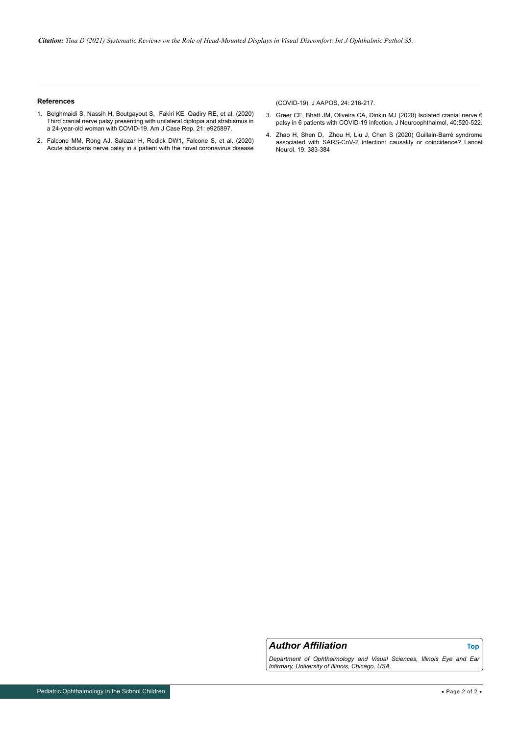## References

1. Belghmaidi S, Nassih H, Boutgayout S, Fakiri KE, Qadiry RE, et al. (2020) Third cranial nerve palsy presenting with unilateral diplopia and strabismus in a 24-year-old woman with COVID-19. Am J Case Rep, 21: e925897.
2. Falcone MM, Rong AJ, Salazar H, Redick DW1, Falcone S, et al. (2020) Acute abducens nerve palsy in a patient with the novel coronavirus disease (COVID-19). J AAPOS, 24: 216-217.
3. Greer CE, Bhatt JM, Oliveira CA, Dinkin MJ (2020) Isolated cranial nerve 6 palsy in 6 patients with COVID-19 infection. J Neuroophthalmol, 40:520-522.
4. Zhao H, Shen D, Zhou H, Liu J, Chen S (2020) Guillain-Barré syndrome associated with SARS-CoV-2 infection: causality or coincidence? Lancet Neurol, 19: 383-384

## *Author Affiliation*

*Department of Ophthalmology and Visual Sciences, Illinois Eye and Ear Infirmary, University of Illinois, Chicago, USA.*